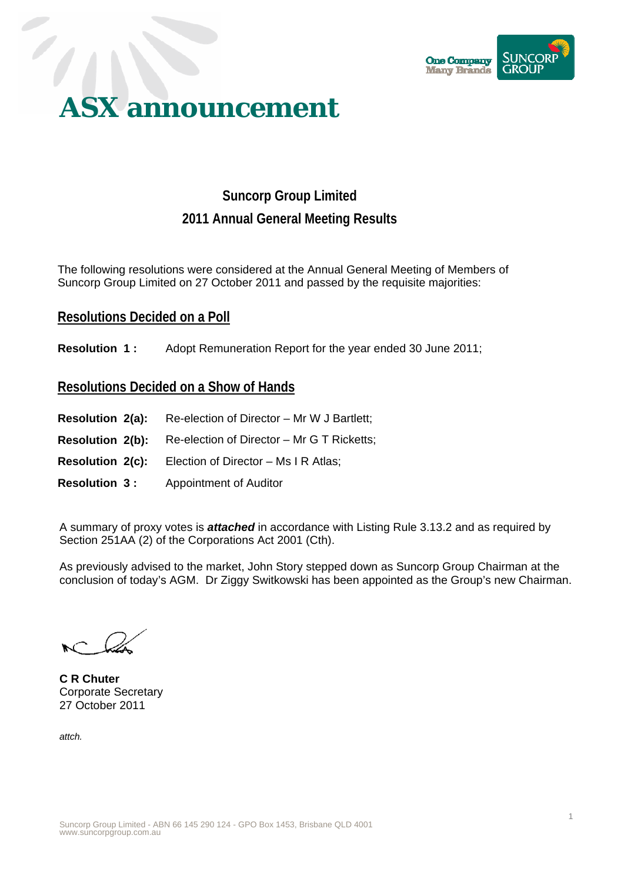# ASX announcement

## Suncorp Group Limited

## 2011 Annual General Meeting Results

The following resolutions were considered at the Annual General Meeting of Members of Suncorp Group Limited on 27 October 2011 and passed by the requisite majorities:

### Resolutions Decided on a Poll

**Resolution 1 :** Adopt Remuneration Report for the year ended 30 June 2011;

### Resolutions Decided on a Show of Hands

**Resolution 2(a):** Re-election of Director – Mr W J Bartlett;

**Resolution 2(b):** Re-election of Director – Mr G T Ricketts;

**Resolution 2(c):** Election of Director – Ms I R Atlas;

**Resolution 3 :** Appointment of Auditor

A summary of proxy votes is ***attached*** in accordance with Listing Rule 3.13.2 and as required by Section 251AA (2) of the Corporations Act 2001 (Cth).

As previously advised to the market, John Story stepped down as Suncorp Group Chairman at the conclusion of today's AGM. Dr Ziggy Switkowski has been appointed as the Group's new Chairman.

**C R Chuter**
Corporate Secretary
27 October 2011

*attch.*

Suncorp Group Limited - ABN 66 145 290 124 - GPO Box 1453, Brisbane QLD 4001
www.suncorpgroup.com.au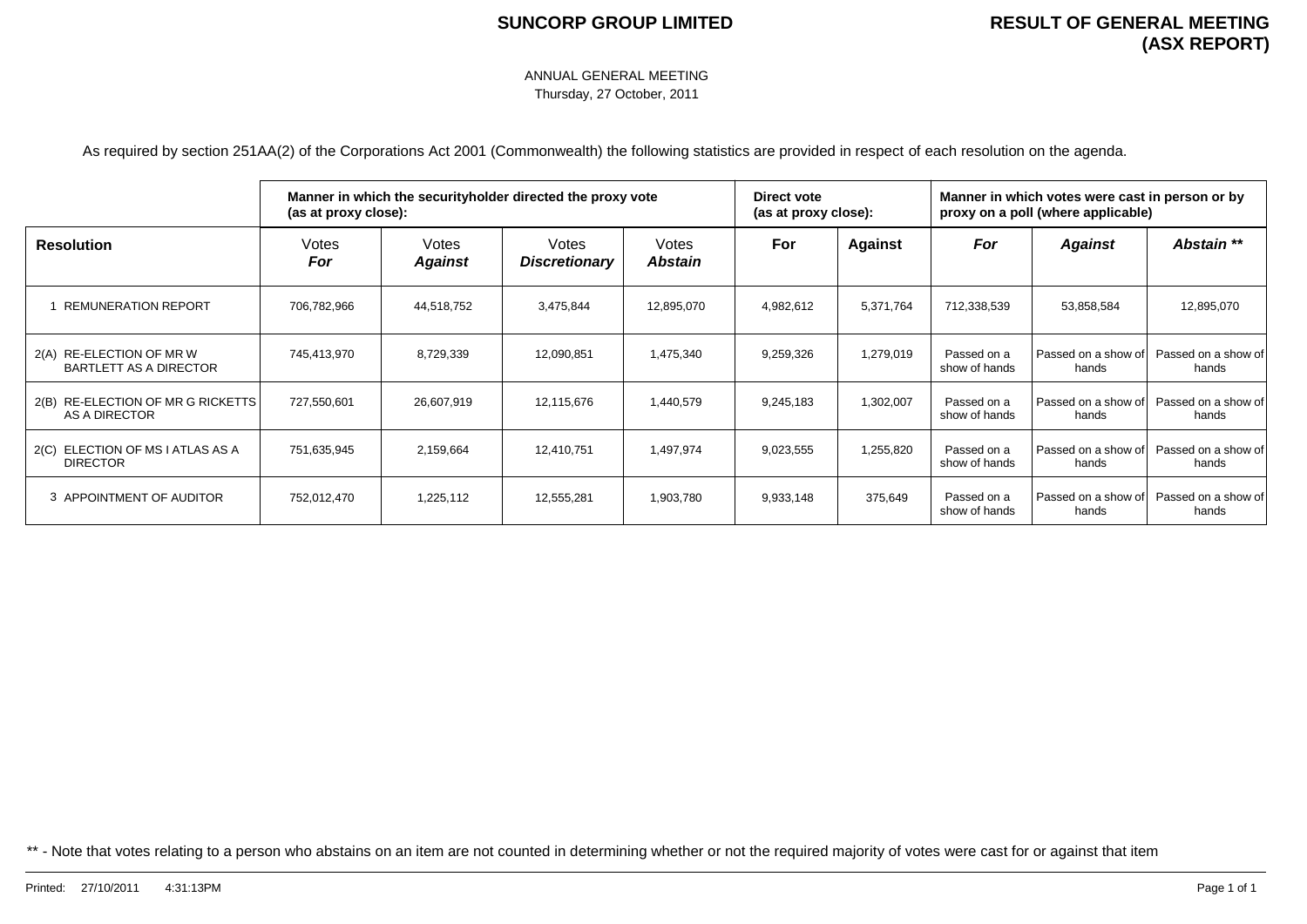**SUNCORP GROUP LIMITED**

**RESULT OF GENERAL MEETING (ASX REPORT)**

ANNUAL GENERAL MEETING
Thursday, 27 October, 2011

As required by section 251AA(2) of the Corporations Act 2001 (Commonwealth) the following statistics are provided in respect of each resolution on the agenda.

| | **Manner in which the securityholder directed the proxy vote (as at proxy close):** | | | | **Direct vote (as at proxy close):** | | **Manner in which votes were cast in person or by proxy on a poll (where applicable)** | | |
|---|---|---|---|---|---|---|---|---|---|
| **Resolution** | Votes ***For*** | Votes ***Against*** | Votes ***Discretionary*** | Votes ***Abstain*** | **For** | **Against** | ***For*** | ***Against*** | ***Abstain \*\**** |
| 1 REMUNERATION REPORT | 706,782,966 | 44,518,752 | 3,475,844 | 12,895,070 | 4,982,612 | 5,371,764 | 712,338,539 | 53,858,584 | 12,895,070 |
| 2(A) RE-ELECTION OF MR W BARTLETT AS A DIRECTOR | 745,413,970 | 8,729,339 | 12,090,851 | 1,475,340 | 9,259,326 | 1,279,019 | Passed on a show of hands | Passed on a show of hands | Passed on a show of hands |
| 2(B) RE-ELECTION OF MR G RICKETTS AS A DIRECTOR | 727,550,601 | 26,607,919 | 12,115,676 | 1,440,579 | 9,245,183 | 1,302,007 | Passed on a show of hands | Passed on a show of hands | Passed on a show of hands |
| 2(C) ELECTION OF MS I ATLAS AS A DIRECTOR | 751,635,945 | 2,159,664 | 12,410,751 | 1,497,974 | 9,023,555 | 1,255,820 | Passed on a show of hands | Passed on a show of hands | Passed on a show of hands |
| 3 APPOINTMENT OF AUDITOR | 752,012,470 | 1,225,112 | 12,555,281 | 1,903,780 | 9,933,148 | 375,649 | Passed on a show of hands | Passed on a show of hands | Passed on a show of hands |

** - Note that votes relating to a person who abstains on an item are not counted in determining whether or not the required majority of votes were cast for or against that item

Printed: 27/10/2011 4:31:13PM